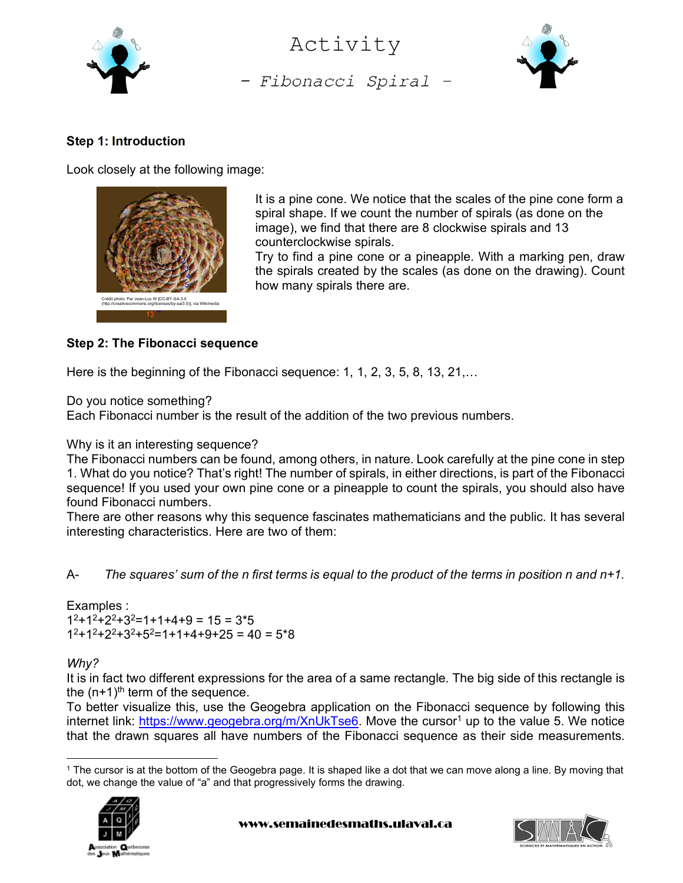# Activity

## - Fibonacci Spiral -

**Step 1: Introduction**

Look closely at the following image:

Crédit photo: Par Jean-Luc W [CC-BY-SA-3.0 (http://creativecommons.org/licenses/by-sa/3.0)], via Wikimedia

It is a pine cone. We notice that the scales of the pine cone form a spiral shape. If we count the number of spirals (as done on the image), we find that there are 8 clockwise spirals and 13 counterclockwise spirals.

Try to find a pine cone or a pineapple. With a marking pen, draw the spirals created by the scales (as done on the drawing). Count how many spirals there are.

**Step 2: The Fibonacci sequence**

Here is the beginning of the Fibonacci sequence: 1, 1, 2, 3, 5, 8, 13, 21,…

Do you notice something?
Each Fibonacci number is the result of the addition of the two previous numbers.

Why is it an interesting sequence?
The Fibonacci numbers can be found, among others, in nature. Look carefully at the pine cone in step 1. What do you notice? That's right! The number of spirals, in either directions, is part of the Fibonacci sequence! If you used your own pine cone or a pineapple to count the spirals, you should also have found Fibonacci numbers.
There are other reasons why this sequence fascinates mathematicians and the public. It has several interesting characteristics. Here are two of them:

A- *The squares' sum of the n first terms is equal to the product of the terms in position n and n+1.*

Examples :
$1^2+1^2+2^2+3^2=1+1+4+9 = 15 = 3*5$
$1^2+1^2+2^2+3^2+5^2=1+1+4+9+25 = 40 = 5*8$

*Why?*
It is in fact two different expressions for the area of a same rectangle. The big side of this rectangle is the $(n+1)^{th}$ term of the sequence.
To better visualize this, use the Geogebra application on the Fibonacci sequence by following this internet link: https://www.geogebra.org/m/XnUkTse6. Move the cursor[1] up to the value 5. We notice that the drawn squares all have numbers of the Fibonacci sequence as their side measurements.

[1] The cursor is at the bottom of the Geogebra page. It is shaped like a dot that we can move along a line. By moving that dot, we change the value of "a" and that progressively forms the drawing.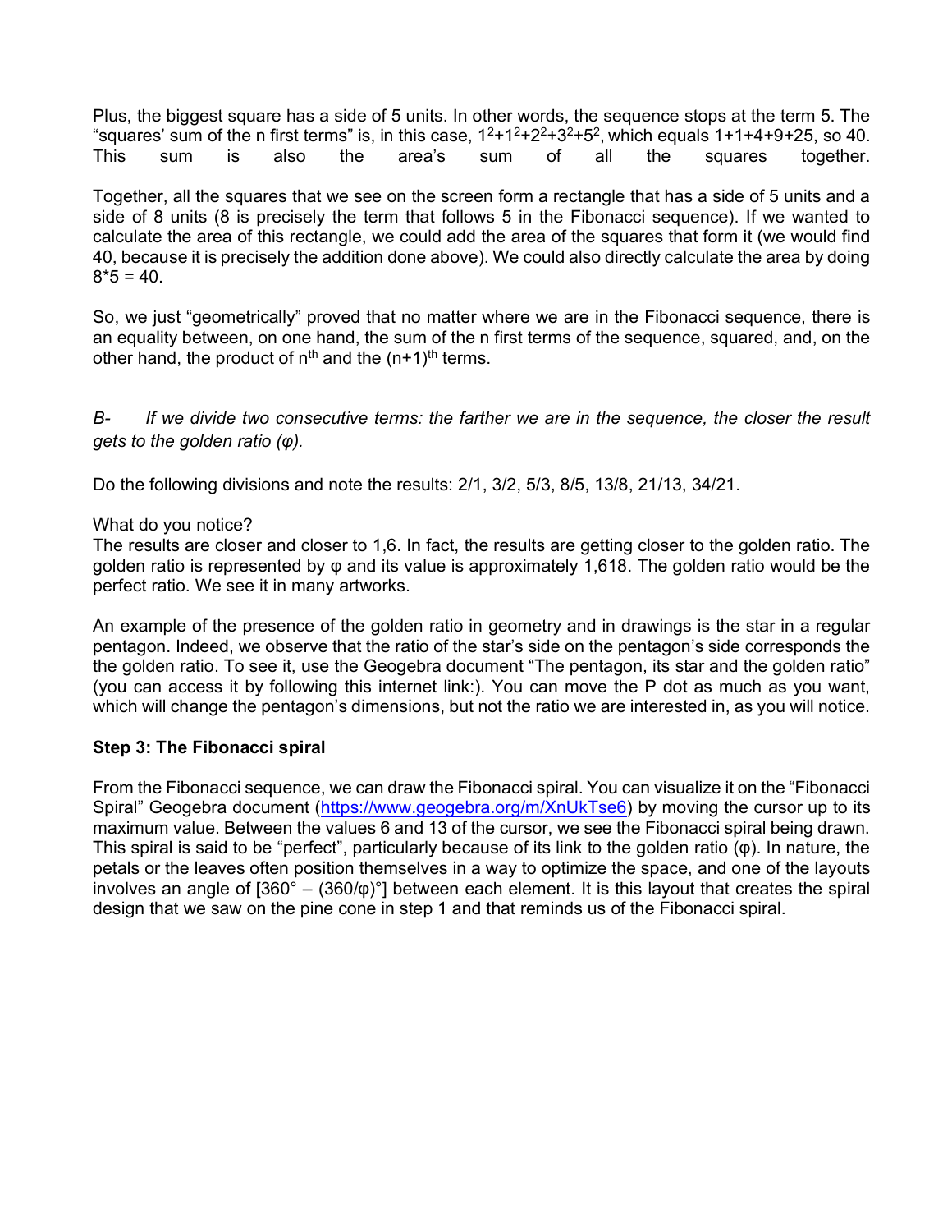Plus, the biggest square has a side of 5 units. In other words, the sequence stops at the term 5. The "squares' sum of the n first terms" is, in this case, $1^2+1^2+2^2+3^2+5^2$, which equals 1+1+4+9+25, so 40. This sum is also the area's sum of all the squares together.

Together, all the squares that we see on the screen form a rectangle that has a side of 5 units and a side of 8 units (8 is precisely the term that follows 5 in the Fibonacci sequence). If we wanted to calculate the area of this rectangle, we could add the area of the squares that form it (we would find 40, because it is precisely the addition done above). We could also directly calculate the area by doing 8*5 = 40.

So, we just "geometrically" proved that no matter where we are in the Fibonacci sequence, there is an equality between, on one hand, the sum of the n first terms of the sequence, squared, and, on the other hand, the product of $n^{th}$ and the $(n+1)^{th}$ terms.

*B- If we divide two consecutive terms: the farther we are in the sequence, the closer the result gets to the golden ratio (φ).*

Do the following divisions and note the results: 2/1, 3/2, 5/3, 8/5, 13/8, 21/13, 34/21.

What do you notice?
The results are closer and closer to 1,6. In fact, the results are getting closer to the golden ratio. The golden ratio is represented by φ and its value is approximately 1,618. The golden ratio would be the perfect ratio. We see it in many artworks.

An example of the presence of the golden ratio in geometry and in drawings is the star in a regular pentagon. Indeed, we observe that the ratio of the star's side on the pentagon's side corresponds the the golden ratio. To see it, use the Geogebra document "The pentagon, its star and the golden ratio" (you can access it by following this internet link:). You can move the P dot as much as you want, which will change the pentagon's dimensions, but not the ratio we are interested in, as you will notice.

**Step 3: The Fibonacci spiral**

From the Fibonacci sequence, we can draw the Fibonacci spiral. You can visualize it on the "Fibonacci Spiral" Geogebra document (https://www.geogebra.org/m/XnUkTse6) by moving the cursor up to its maximum value. Between the values 6 and 13 of the cursor, we see the Fibonacci spiral being drawn. This spiral is said to be "perfect", particularly because of its link to the golden ratio (φ). In nature, the petals or the leaves often position themselves in a way to optimize the space, and one of the layouts involves an angle of [360° – (360/φ)°] between each element. It is this layout that creates the spiral design that we saw on the pine cone in step 1 and that reminds us of the Fibonacci spiral.